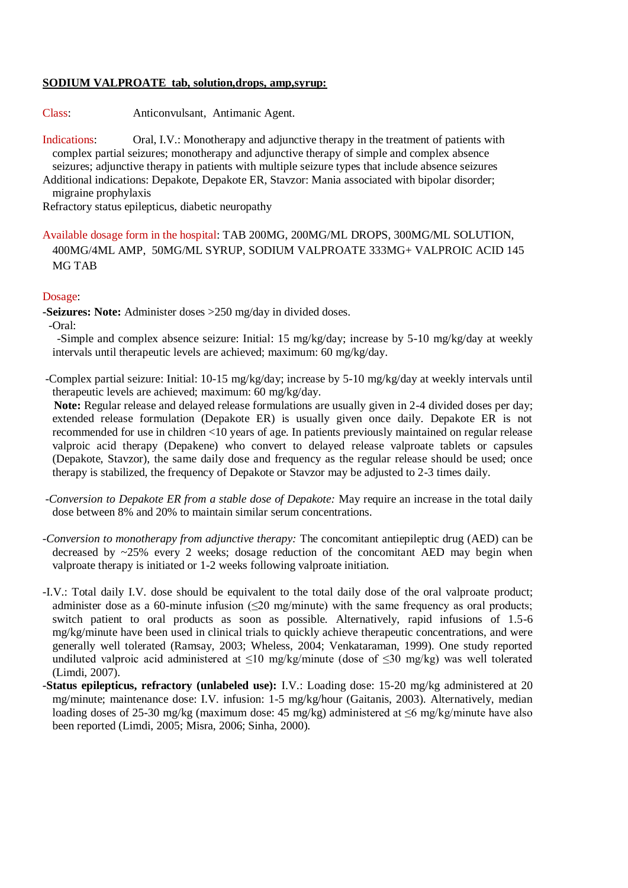**SODIUM VALPROATE tab, solution,drops, amp,syrup:**

Class: Anticonvulsant, Antimanic Agent.

Indications: Oral, I.V.: Monotherapy and adjunctive therapy in the treatment of patients with complex partial seizures; monotherapy and adjunctive therapy of simple and complex absence seizures; adjunctive therapy in patients with multiple seizure types that include absence seizures

Additional indications: Depakote, Depakote ER, Stavzor: Mania associated with bipolar disorder; migraine prophylaxis

Refractory status epilepticus, diabetic neuropathy

Available dosage form in the hospital: TAB 200MG, 200MG/ML DROPS, 300MG/ML SOLUTION, 400MG/4ML AMP, 50MG/ML SYRUP, SODIUM VALPROATE 333MG+ VALPROIC ACID 145 MG TAB

Dosage:

**-Seizures: Note:** Administer doses >250 mg/day in divided doses.

-Oral:

-Simple and complex absence seizure: Initial: 15 mg/kg/day; increase by 5-10 mg/kg/day at weekly intervals until therapeutic levels are achieved; maximum: 60 mg/kg/day.

-Complex partial seizure: Initial: 10-15 mg/kg/day; increase by 5-10 mg/kg/day at weekly intervals until therapeutic levels are achieved; maximum: 60 mg/kg/day.

**Note:** Regular release and delayed release formulations are usually given in 2-4 divided doses per day; extended release formulation (Depakote ER) is usually given once daily. Depakote ER is not recommended for use in children <10 years of age. In patients previously maintained on regular release valproic acid therapy (Depakene) who convert to delayed release valproate tablets or capsules (Depakote, Stavzor), the same daily dose and frequency as the regular release should be used; once therapy is stabilized, the frequency of Depakote or Stavzor may be adjusted to 2-3 times daily.

-*Conversion to Depakote ER from a stable dose of Depakote:* May require an increase in the total daily dose between 8% and 20% to maintain similar serum concentrations.

-*Conversion to monotherapy from adjunctive therapy:* The concomitant antiepileptic drug (AED) can be decreased by ~25% every 2 weeks; dosage reduction of the concomitant AED may begin when valproate therapy is initiated or 1-2 weeks following valproate initiation.

-I.V.: Total daily I.V. dose should be equivalent to the total daily dose of the oral valproate product; administer dose as a 60-minute infusion (≤20 mg/minute) with the same frequency as oral products; switch patient to oral products as soon as possible. Alternatively, rapid infusions of 1.5-6 mg/kg/minute have been used in clinical trials to quickly achieve therapeutic concentrations, and were generally well tolerated (Ramsay, 2003; Wheless, 2004; Venkataraman, 1999). One study reported undiluted valproic acid administered at ≤10 mg/kg/minute (dose of ≤30 mg/kg) was well tolerated (Limdi, 2007).

**-Status epilepticus, refractory (unlabeled use):** I.V.: Loading dose: 15-20 mg/kg administered at 20 mg/minute; maintenance dose: I.V. infusion: 1-5 mg/kg/hour (Gaitanis, 2003). Alternatively, median loading doses of 25-30 mg/kg (maximum dose: 45 mg/kg) administered at ≤6 mg/kg/minute have also been reported (Limdi, 2005; Misra, 2006; Sinha, 2000).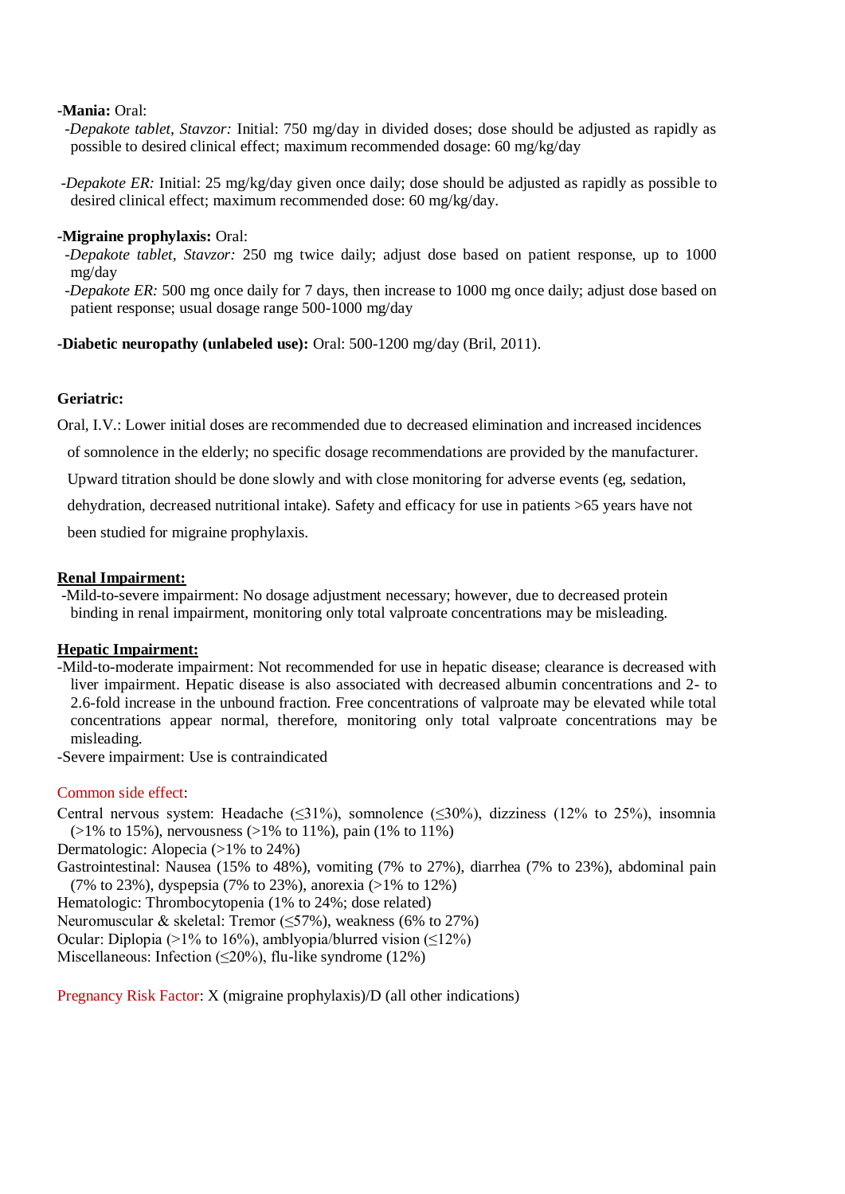**-Mania:** Oral:

- *Depakote tablet, Stavzor:* Initial: 750 mg/day in divided doses; dose should be adjusted as rapidly as possible to desired clinical effect; maximum recommended dosage: 60 mg/kg/day

- *Depakote ER:* Initial: 25 mg/kg/day given once daily; dose should be adjusted as rapidly as possible to desired clinical effect; maximum recommended dose: 60 mg/kg/day.

**-Migraine prophylaxis:** Oral:

- *Depakote tablet, Stavzor:* 250 mg twice daily; adjust dose based on patient response, up to 1000 mg/day
- *Depakote ER:* 500 mg once daily for 7 days, then increase to 1000 mg once daily; adjust dose based on patient response; usual dosage range 500-1000 mg/day

**-Diabetic neuropathy (unlabeled use):** Oral: 500-1200 mg/day (Bril, 2011).

**Geriatric:**

Oral, I.V.: Lower initial doses are recommended due to decreased elimination and increased incidences of somnolence in the elderly; no specific dosage recommendations are provided by the manufacturer. Upward titration should be done slowly and with close monitoring for adverse events (eg, sedation, dehydration, decreased nutritional intake). Safety and efficacy for use in patients >65 years have not been studied for migraine prophylaxis.

**Renal Impairment:**

-Mild-to-severe impairment: No dosage adjustment necessary; however, due to decreased protein binding in renal impairment, monitoring only total valproate concentrations may be misleading.

**Hepatic Impairment:**

-Mild-to-moderate impairment: Not recommended for use in hepatic disease; clearance is decreased with liver impairment. Hepatic disease is also associated with decreased albumin concentrations and 2- to 2.6-fold increase in the unbound fraction. Free concentrations of valproate may be elevated while total concentrations appear normal, therefore, monitoring only total valproate concentrations may be misleading.

-Severe impairment: Use is contraindicated

Common side effect:

Central nervous system: Headache (≤31%), somnolence (≤30%), dizziness (12% to 25%), insomnia (>1% to 15%), nervousness (>1% to 11%), pain (1% to 11%)

Dermatologic: Alopecia (>1% to 24%)

Gastrointestinal: Nausea (15% to 48%), vomiting (7% to 27%), diarrhea (7% to 23%), abdominal pain (7% to 23%), dyspepsia (7% to 23%), anorexia (>1% to 12%)

Hematologic: Thrombocytopenia (1% to 24%; dose related)

Neuromuscular & skeletal: Tremor (≤57%), weakness (6% to 27%)

Ocular: Diplopia (>1% to 16%), amblyopia/blurred vision (≤12%)

Miscellaneous: Infection (≤20%), flu-like syndrome (12%)

Pregnancy Risk Factor: X (migraine prophylaxis)/D (all other indications)